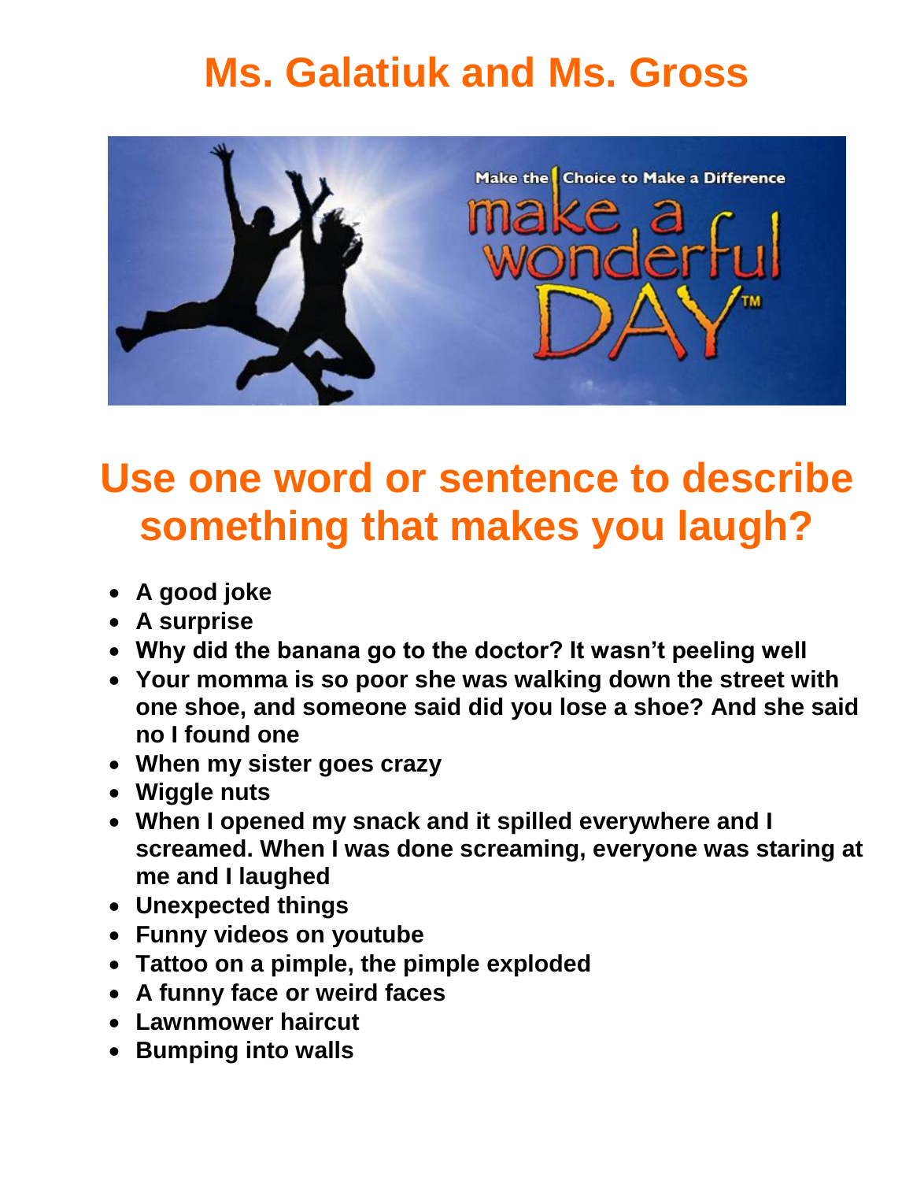# Ms. Galatiuk and Ms. Gross

## Use one word or sentence to describe something that makes you laugh?

- A good joke
- A surprise
- Why did the banana go to the doctor? It wasn't peeling well
- Your momma is so poor she was walking down the street with one shoe, and someone said did you lose a shoe? And she said no I found one
- When my sister goes crazy
- Wiggle nuts
- When I opened my snack and it spilled everywhere and I screamed. When I was done screaming, everyone was staring at me and I laughed
- Unexpected things
- Funny videos on youtube
- Tattoo on a pimple, the pimple exploded
- A funny face or weird faces
- Lawnmower haircut
- Bumping into walls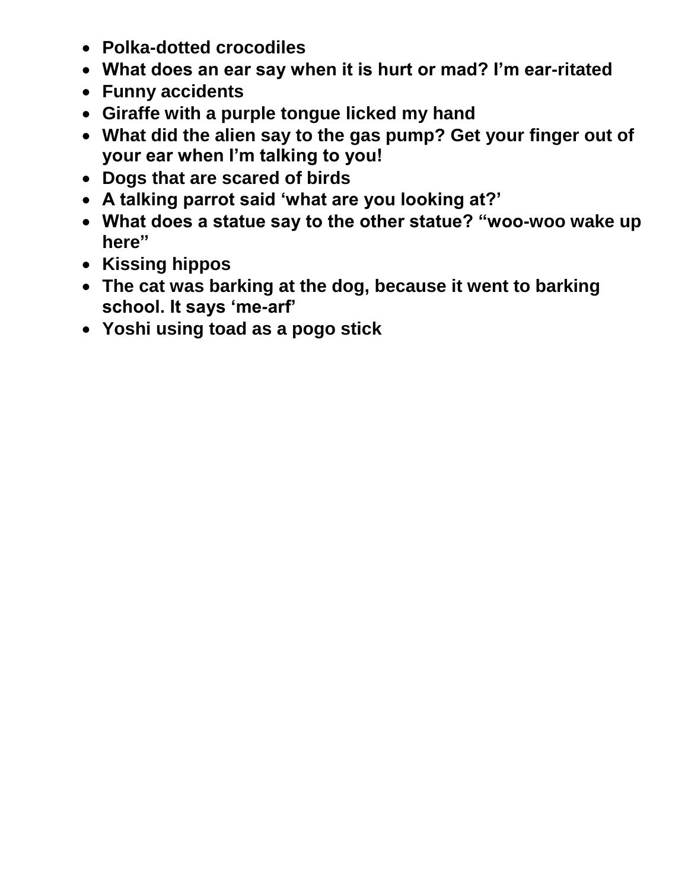- **Polka-dotted crocodiles**
- **What does an ear say when it is hurt or mad? I'm ear-ritated**
- **Funny accidents**
- **Giraffe with a purple tongue licked my hand**
- **What did the alien say to the gas pump? Get your finger out of your ear when I'm talking to you!**
- **Dogs that are scared of birds**
- **A talking parrot said 'what are you looking at?'**
- **What does a statue say to the other statue? "woo-woo wake up here"**
- **Kissing hippos**
- **The cat was barking at the dog, because it went to barking school. It says 'me-arf'**
- **Yoshi using toad as a pogo stick**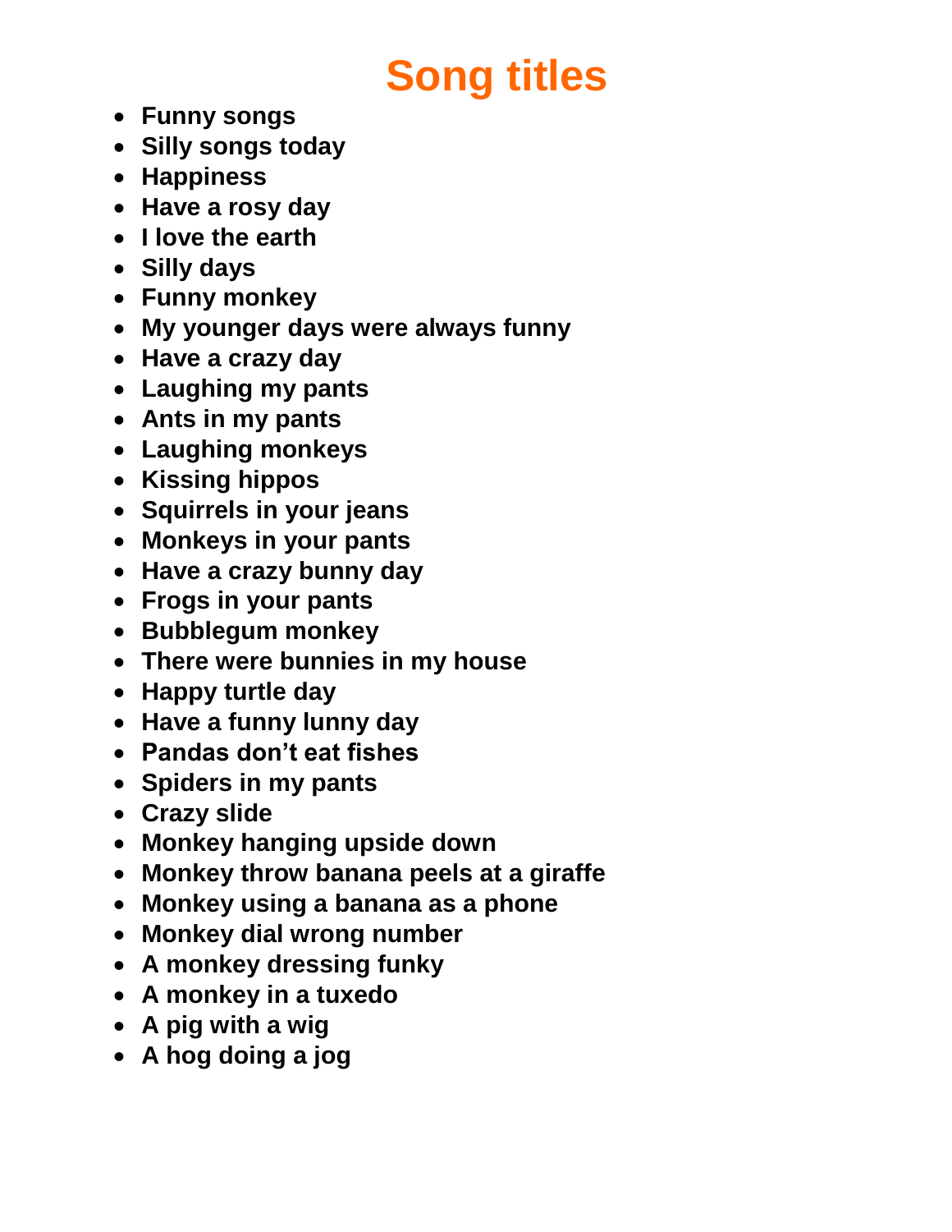# Song titles

- **Funny songs**
- **Silly songs today**
- **Happiness**
- **Have a rosy day**
- **I love the earth**
- **Silly days**
- **Funny monkey**
- **My younger days were always funny**
- **Have a crazy day**
- **Laughing my pants**
- **Ants in my pants**
- **Laughing monkeys**
- **Kissing hippos**
- **Squirrels in your jeans**
- **Monkeys in your pants**
- **Have a crazy bunny day**
- **Frogs in your pants**
- **Bubblegum monkey**
- **There were bunnies in my house**
- **Happy turtle day**
- **Have a funny lunny day**
- **Pandas don't eat fishes**
- **Spiders in my pants**
- **Crazy slide**
- **Monkey hanging upside down**
- **Monkey throw banana peels at a giraffe**
- **Monkey using a banana as a phone**
- **Monkey dial wrong number**
- **A monkey dressing funky**
- **A monkey in a tuxedo**
- **A pig with a wig**
- **A hog doing a jog**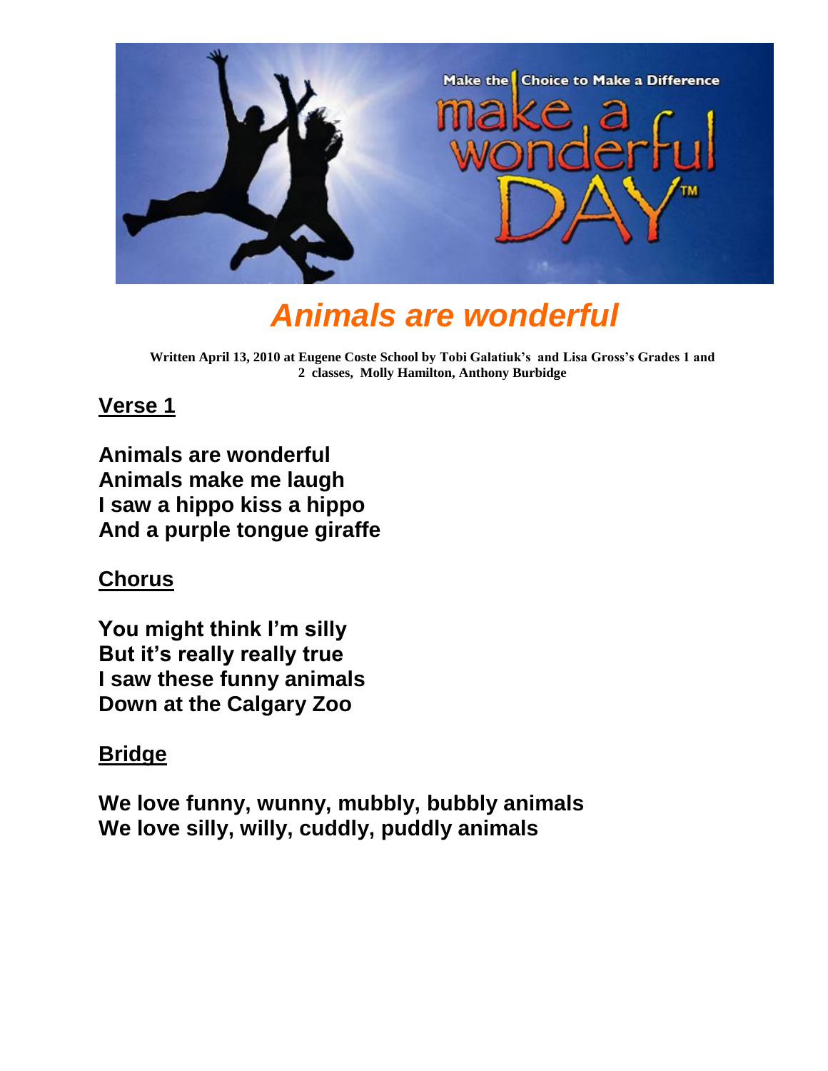# Animals are wonderful

**Written April 13, 2010 at Eugene Coste School by Tobi Galatiuk's and Lisa Gross's Grades 1 and 2 classes, Molly Hamilton, Anthony Burbidge**

## Verse 1

**Animals are wonderful**
**Animals make me laugh**
**I saw a hippo kiss a hippo**
**And a purple tongue giraffe**

## Chorus

**You might think I'm silly**
**But it's really really true**
**I saw these funny animals**
**Down at the Calgary Zoo**

## Bridge

**We love funny, wunny, mubbly, bubbly animals**
**We love silly, willy, cuddly, puddly animals**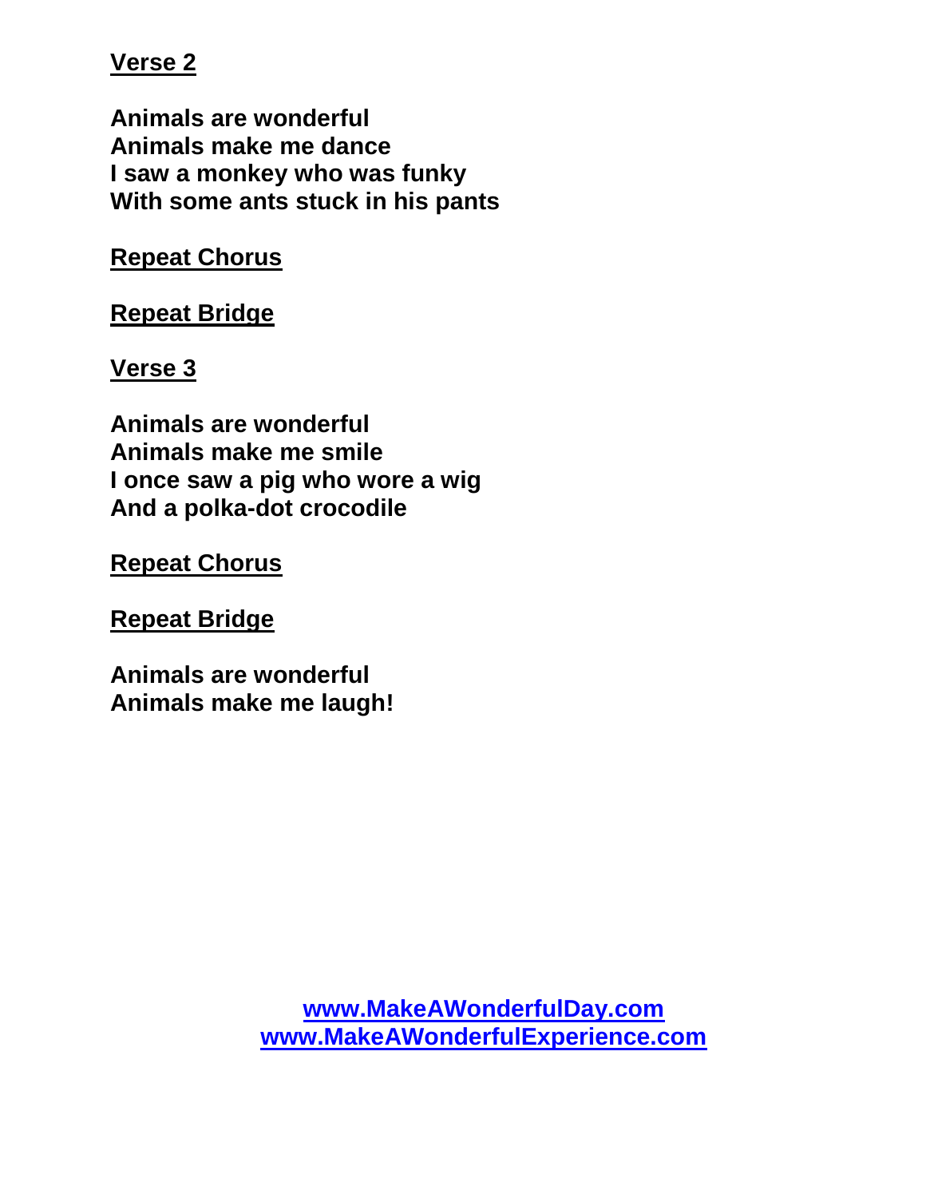**Verse 2**

**Animals are wonderful**
**Animals make me dance**
**I saw a monkey who was funky**
**With some ants stuck in his pants**

**Repeat Chorus**

**Repeat Bridge**

**Verse 3**

**Animals are wonderful**
**Animals make me smile**
**I once saw a pig who wore a wig**
**And a polka-dot crocodile**

**Repeat Chorus**

**Repeat Bridge**

**Animals are wonderful**
**Animals make me laugh!**

**www.MakeAWonderfulDay.com**
**www.MakeAWonderfulExperience.com**